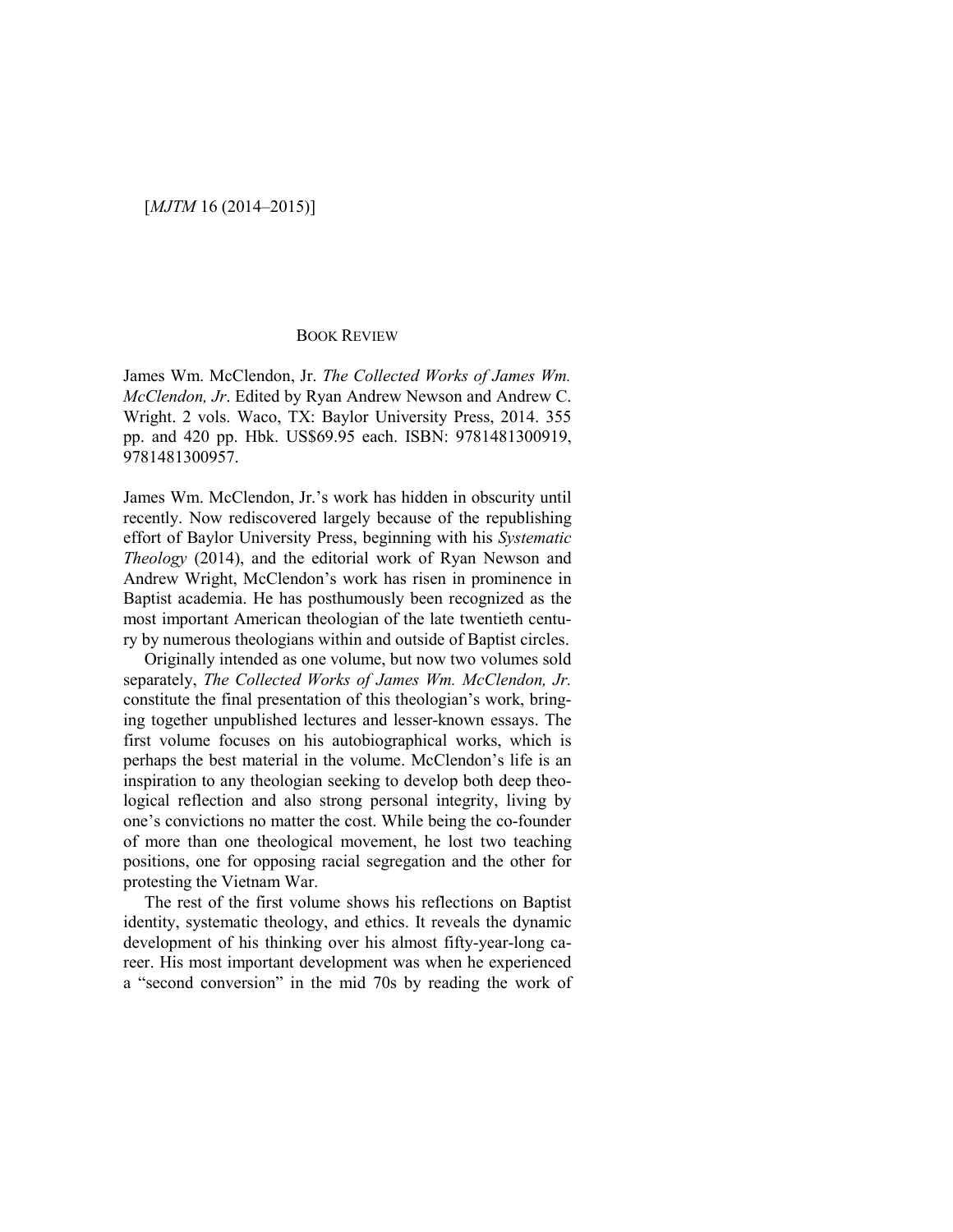BOOK REVIEW

James Wm. McClendon, Jr. *The Collected Works of James Wm. McClendon, Jr*. Edited by Ryan Andrew Newson and Andrew C. Wright. 2 vols. Waco, TX: Baylor University Press, 2014. 355 pp. and 420 pp. Hbk. US$69.95 each. ISBN: 9781481300919, 9781481300957.

James Wm. McClendon, Jr.'s work has hidden in obscurity until recently. Now rediscovered largely because of the republishing effort of Baylor University Press, beginning with his *Systematic Theology* (2014), and the editorial work of Ryan Newson and Andrew Wright, McClendon's work has risen in prominence in Baptist academia. He has posthumously been recognized as the most important American theologian of the late twentieth century by numerous theologians within and outside of Baptist circles.

Originally intended as one volume, but now two volumes sold separately, *The Collected Works of James Wm. McClendon, Jr.* constitute the final presentation of this theologian's work, bringing together unpublished lectures and lesser-known essays. The first volume focuses on his autobiographical works, which is perhaps the best material in the volume. McClendon's life is an inspiration to any theologian seeking to develop both deep theological reflection and also strong personal integrity, living by one's convictions no matter the cost. While being the co-founder of more than one theological movement, he lost two teaching positions, one for opposing racial segregation and the other for protesting the Vietnam War.

The rest of the first volume shows his reflections on Baptist identity, systematic theology, and ethics. It reveals the dynamic development of his thinking over his almost fifty-year-long career. His most important development was when he experienced a "second conversion" in the mid 70s by reading the work of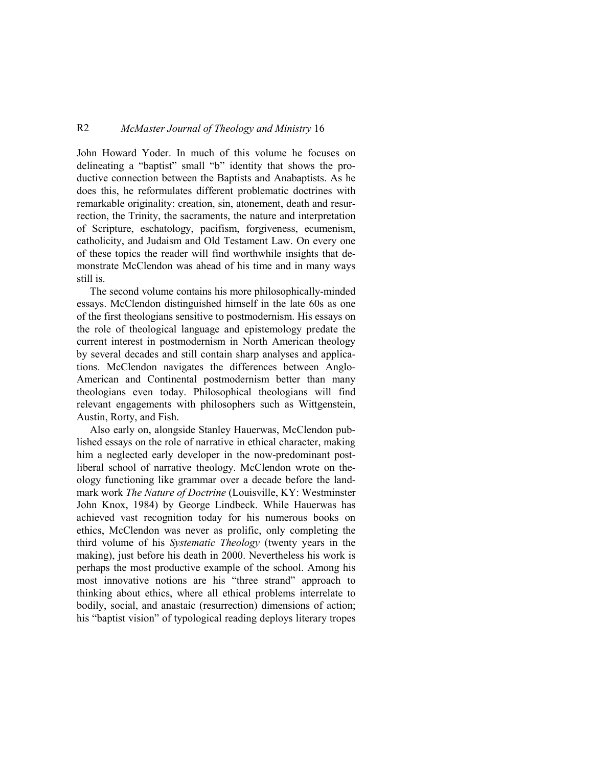John Howard Yoder. In much of this volume he focuses on delineating a "baptist" small "b" identity that shows the productive connection between the Baptists and Anabaptists. As he does this, he reformulates different problematic doctrines with remarkable originality: creation, sin, atonement, death and resurrection, the Trinity, the sacraments, the nature and interpretation of Scripture, eschatology, pacifism, forgiveness, ecumenism, catholicity, and Judaism and Old Testament Law. On every one of these topics the reader will find worthwhile insights that demonstrate McClendon was ahead of his time and in many ways still is.

The second volume contains his more philosophically-minded essays. McClendon distinguished himself in the late 60s as one of the first theologians sensitive to postmodernism. His essays on the role of theological language and epistemology predate the current interest in postmodernism in North American theology by several decades and still contain sharp analyses and applications. McClendon navigates the differences between Anglo-American and Continental postmodernism better than many theologians even today. Philosophical theologians will find relevant engagements with philosophers such as Wittgenstein, Austin, Rorty, and Fish.

Also early on, alongside Stanley Hauerwas, McClendon published essays on the role of narrative in ethical character, making him a neglected early developer in the now-predominant postliberal school of narrative theology. McClendon wrote on theology functioning like grammar over a decade before the landmark work *The Nature of Doctrine* (Louisville, KY: Westminster John Knox, 1984) by George Lindbeck. While Hauerwas has achieved vast recognition today for his numerous books on ethics, McClendon was never as prolific, only completing the third volume of his *Systematic Theology* (twenty years in the making), just before his death in 2000. Nevertheless his work is perhaps the most productive example of the school. Among his most innovative notions are his "three strand" approach to thinking about ethics, where all ethical problems interrelate to bodily, social, and anastaic (resurrection) dimensions of action; his "baptist vision" of typological reading deploys literary tropes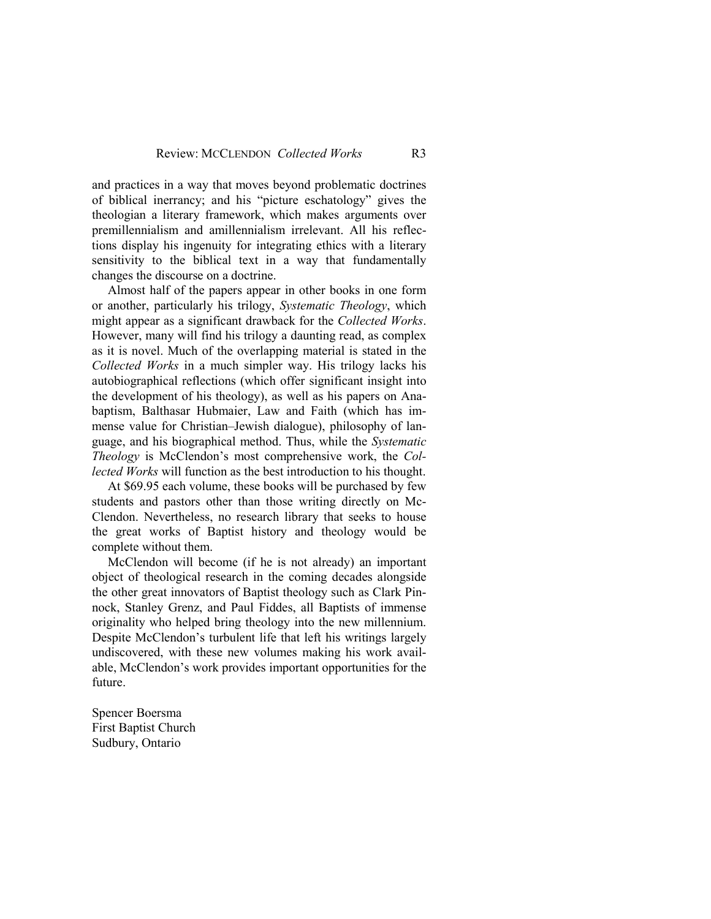and practices in a way that moves beyond problematic doctrines of biblical inerrancy; and his "picture eschatology" gives the theologian a literary framework, which makes arguments over premillennialism and amillennialism irrelevant. All his reflections display his ingenuity for integrating ethics with a literary sensitivity to the biblical text in a way that fundamentally changes the discourse on a doctrine.

Almost half of the papers appear in other books in one form or another, particularly his trilogy, *Systematic Theology*, which might appear as a significant drawback for the *Collected Works*. However, many will find his trilogy a daunting read, as complex as it is novel. Much of the overlapping material is stated in the *Collected Works* in a much simpler way. His trilogy lacks his autobiographical reflections (which offer significant insight into the development of his theology), as well as his papers on Anabaptism, Balthasar Hubmaier, Law and Faith (which has immense value for Christian–Jewish dialogue), philosophy of language, and his biographical method. Thus, while the *Systematic Theology* is McClendon's most comprehensive work, the *Collected Works* will function as the best introduction to his thought.

At $69.95 each volume, these books will be purchased by few students and pastors other than those writing directly on McClendon. Nevertheless, no research library that seeks to house the great works of Baptist history and theology would be complete without them.

McClendon will become (if he is not already) an important object of theological research in the coming decades alongside the other great innovators of Baptist theology such as Clark Pinnock, Stanley Grenz, and Paul Fiddes, all Baptists of immense originality who helped bring theology into the new millennium. Despite McClendon's turbulent life that left his writings largely undiscovered, with these new volumes making his work available, McClendon's work provides important opportunities for the future.

Spencer Boersma
First Baptist Church
Sudbury, Ontario